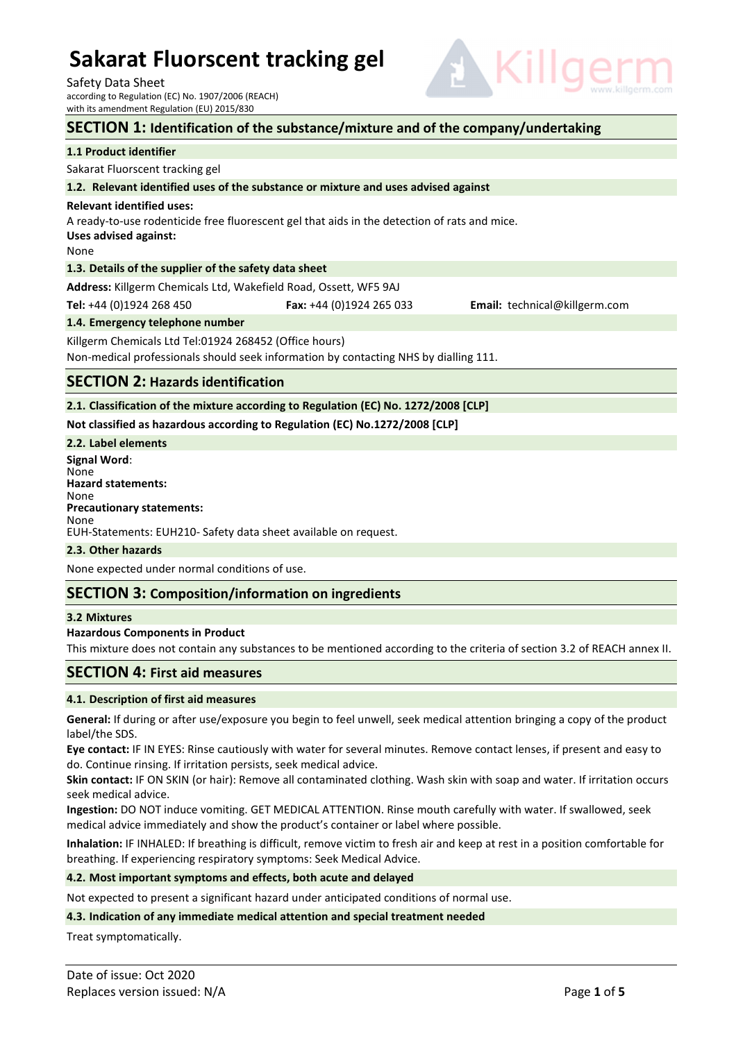# Sakarat Fluorscent tracking gel

Safety Data Sheet
according to Regulation (EC) No. 1907/2006 (REACH)
with its amendment Regulation (EU) 2015/830

## SECTION 1: Identification of the substance/mixture and of the company/undertaking

### 1.1 Product identifier

Sakarat Fluorscent tracking gel

### 1.2. Relevant identified uses of the substance or mixture and uses advised against

**Relevant identified uses:**

A ready-to-use rodenticide free fluorescent gel that aids in the detection of rats and mice.

**Uses advised against:**

None

### 1.3. Details of the supplier of the safety data sheet

**Address:** Killgerm Chemicals Ltd, Wakefield Road, Ossett, WF5 9AJ

**Tel:** +44 (0)1924 268 450 **Fax:** +44 (0)1924 265 033 **Email:** technical@killgerm.com

### 1.4. Emergency telephone number

Killgerm Chemicals Ltd Tel:01924 268452 (Office hours)

Non-medical professionals should seek information by contacting NHS by dialling 111.

## SECTION 2: Hazards identification

### 2.1. Classification of the mixture according to Regulation (EC) No. 1272/2008 [CLP]

**Not classified as hazardous according to Regulation (EC) No.1272/2008 [CLP]**

### 2.2. Label elements

**Signal Word**:
None
**Hazard statements:**
None
**Precautionary statements:**
None
EUH-Statements: EUH210- Safety data sheet available on request.

### 2.3. Other hazards

None expected under normal conditions of use.

## SECTION 3: Composition/information on ingredients

### 3.2 Mixtures

**Hazardous Components in Product**

This mixture does not contain any substances to be mentioned according to the criteria of section 3.2 of REACH annex II.

## SECTION 4: First aid measures

### 4.1. Description of first aid measures

**General:** If during or after use/exposure you begin to feel unwell, seek medical attention bringing a copy of the product label/the SDS.

**Eye contact:** IF IN EYES: Rinse cautiously with water for several minutes. Remove contact lenses, if present and easy to do. Continue rinsing. If irritation persists, seek medical advice.

**Skin contact:** IF ON SKIN (or hair): Remove all contaminated clothing. Wash skin with soap and water. If irritation occurs seek medical advice.

**Ingestion:** DO NOT induce vomiting. GET MEDICAL ATTENTION. Rinse mouth carefully with water. If swallowed, seek medical advice immediately and show the product's container or label where possible.

**Inhalation:** IF INHALED: If breathing is difficult, remove victim to fresh air and keep at rest in a position comfortable for breathing. If experiencing respiratory symptoms: Seek Medical Advice.

### 4.2. Most important symptoms and effects, both acute and delayed

Not expected to present a significant hazard under anticipated conditions of normal use.

### 4.3. Indication of any immediate medical attention and special treatment needed

Treat symptomatically.

Date of issue: Oct 2020
Replaces version issued: N/A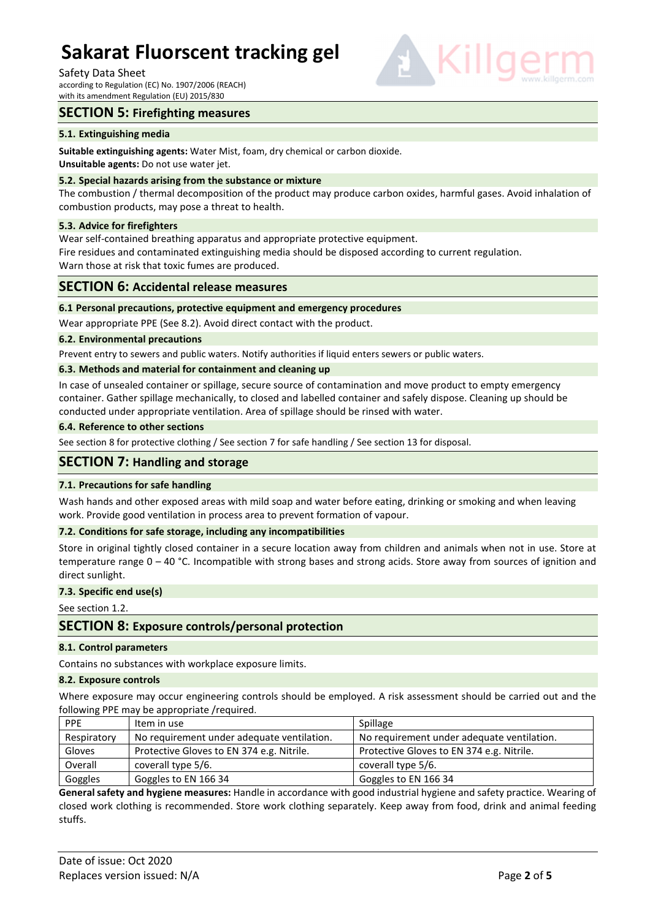## SECTION 5: Firefighting measures

### 5.1. Extinguishing media

**Suitable extinguishing agents:** Water Mist, foam, dry chemical or carbon dioxide.
**Unsuitable agents:** Do not use water jet.

### 5.2. Special hazards arising from the substance or mixture

The combustion / thermal decomposition of the product may produce carbon oxides, harmful gases. Avoid inhalation of combustion products, may pose a threat to health.

### 5.3. Advice for firefighters

Wear self-contained breathing apparatus and appropriate protective equipment.
Fire residues and contaminated extinguishing media should be disposed according to current regulation.
Warn those at risk that toxic fumes are produced.

## SECTION 6: Accidental release measures

### 6.1 Personal precautions, protective equipment and emergency procedures

Wear appropriate PPE (See 8.2). Avoid direct contact with the product.

### 6.2. Environmental precautions

Prevent entry to sewers and public waters. Notify authorities if liquid enters sewers or public waters.

### 6.3. Methods and material for containment and cleaning up

In case of unsealed container or spillage, secure source of contamination and move product to empty emergency container. Gather spillage mechanically, to closed and labelled container and safely dispose. Cleaning up should be conducted under appropriate ventilation. Area of spillage should be rinsed with water.

### 6.4. Reference to other sections

See section 8 for protective clothing / See section 7 for safe handling / See section 13 for disposal.

## SECTION 7: Handling and storage

### 7.1. Precautions for safe handling

Wash hands and other exposed areas with mild soap and water before eating, drinking or smoking and when leaving work. Provide good ventilation in process area to prevent formation of vapour.

### 7.2. Conditions for safe storage, including any incompatibilities

Store in original tightly closed container in a secure location away from children and animals when not in use. Store at temperature range 0 – 40 °C. Incompatible with strong bases and strong acids. Store away from sources of ignition and direct sunlight.

### 7.3. Specific end use(s)

See section 1.2.

## SECTION 8: Exposure controls/personal protection

### 8.1. Control parameters

Contains no substances with workplace exposure limits.

### 8.2. Exposure controls

Where exposure may occur engineering controls should be employed. A risk assessment should be carried out and the following PPE may be appropriate /required.

| PPE | Item in use | Spillage |
|---|---|---|
| Respiratory | No requirement under adequate ventilation. | No requirement under adequate ventilation. |
| Gloves | Protective Gloves to EN 374 e.g. Nitrile. | Protective Gloves to EN 374 e.g. Nitrile. |
| Overall | coverall type 5/6. | coverall type 5/6. |
| Goggles | Goggles to EN 166 34 | Goggles to EN 166 34 |

**General safety and hygiene measures:** Handle in accordance with good industrial hygiene and safety practice. Wearing of closed work clothing is recommended. Store work clothing separately. Keep away from food, drink and animal feeding stuffs.

Date of issue: Oct 2020
Replaces version issued: N/A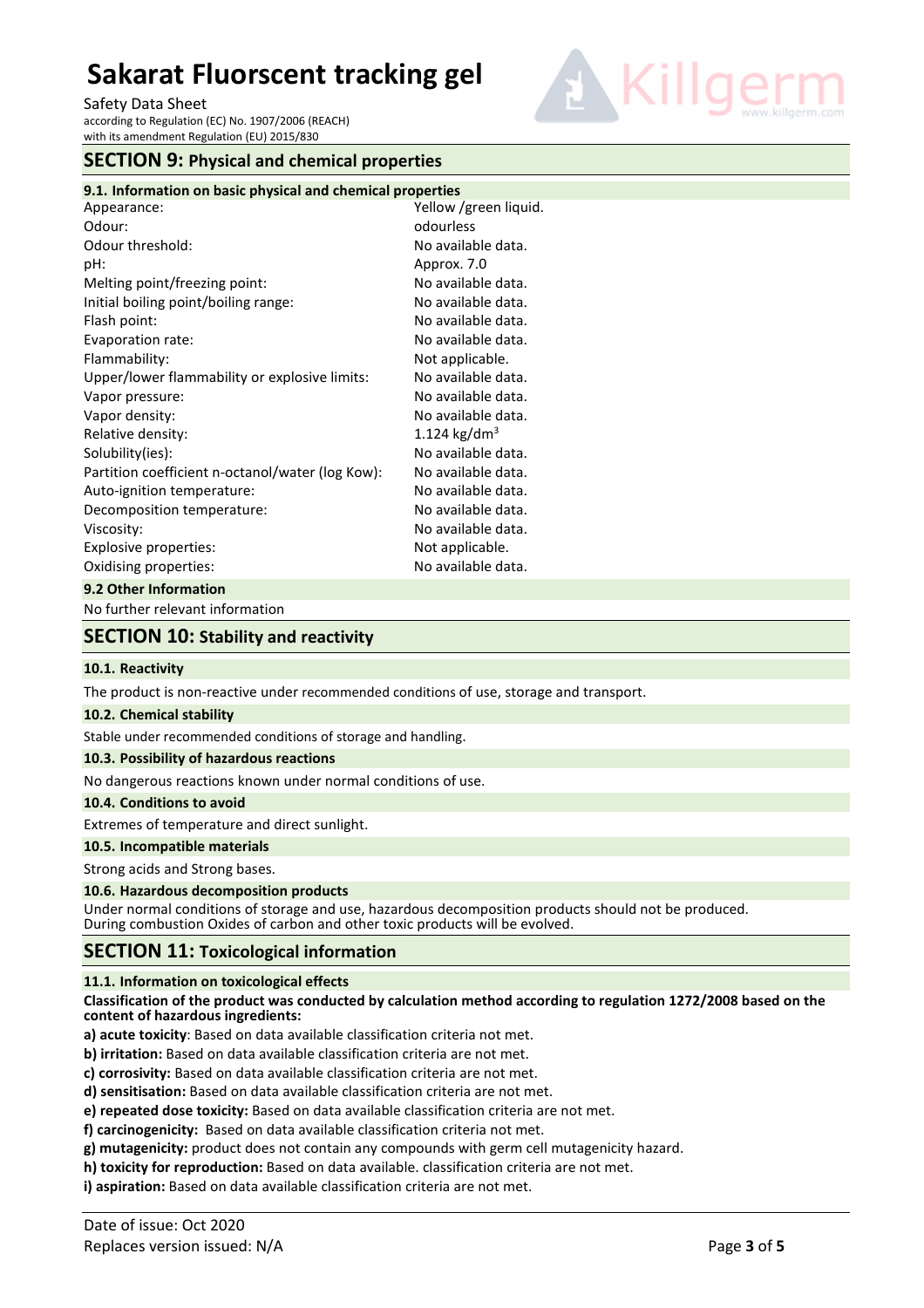## SECTION 9: Physical and chemical properties

### 9.1. Information on basic physical and chemical properties

| | |
|---|---|
| Appearance: | Yellow /green liquid. |
| Odour: | odourless |
| Odour threshold: | No available data. |
| pH: | Approx. 7.0 |
| Melting point/freezing point: | No available data. |
| Initial boiling point/boiling range: | No available data. |
| Flash point: | No available data. |
| Evaporation rate: | No available data. |
| Flammability: | Not applicable. |
| Upper/lower flammability or explosive limits: | No available data. |
| Vapor pressure: | No available data. |
| Vapor density: | No available data. |
| Relative density: | 1.124 $kg/dm^3$ |
| Solubility(ies): | No available data. |
| Partition coefficient n-octanol/water (log Kow): | No available data. |
| Auto-ignition temperature: | No available data. |
| Decomposition temperature: | No available data. |
| Viscosity: | No available data. |
| Explosive properties: | Not applicable. |
| Oxidising properties: | No available data. |

### 9.2 Other Information

No further relevant information

## SECTION 10: Stability and reactivity

### 10.1. Reactivity

The product is non-reactive under recommended conditions of use, storage and transport.

### 10.2. Chemical stability

Stable under recommended conditions of storage and handling.

### 10.3. Possibility of hazardous reactions

No dangerous reactions known under normal conditions of use.

### 10.4. Conditions to avoid

Extremes of temperature and direct sunlight.

### 10.5. Incompatible materials

Strong acids and Strong bases.

### 10.6. Hazardous decomposition products

Under normal conditions of storage and use, hazardous decomposition products should not be produced.
During combustion Oxides of carbon and other toxic products will be evolved.

## SECTION 11: Toxicological information

### 11.1. Information on toxicological effects

**Classification of the product was conducted by calculation method according to regulation 1272/2008 based on the content of hazardous ingredients:**

**a) acute toxicity**: Based on data available classification criteria not met.

**b) irritation:** Based on data available classification criteria are not met.

**c) corrosivity:** Based on data available classification criteria are not met.

**d) sensitisation:** Based on data available classification criteria are not met.

**e) repeated dose toxicity:** Based on data available classification criteria are not met.

**f) carcinogenicity:** Based on data available classification criteria not met.

**g) mutagenicity:** product does not contain any compounds with germ cell mutagenicity hazard.

**h) toxicity for reproduction:** Based on data available. classification criteria are not met.

**i) aspiration:** Based on data available classification criteria are not met.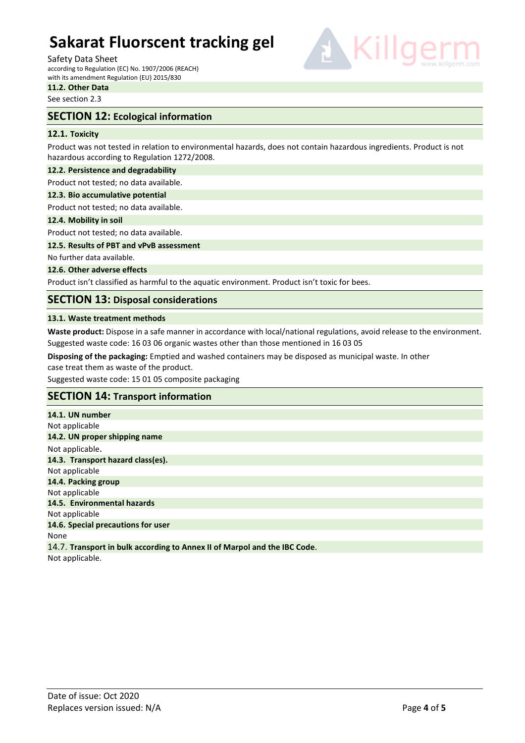### 11.2. Other Data

See section 2.3

## SECTION 12: Ecological information

### 12.1. Toxicity

Product was not tested in relation to environmental hazards, does not contain hazardous ingredients. Product is not hazardous according to Regulation 1272/2008.

### 12.2. Persistence and degradability

Product not tested; no data available.

### 12.3. Bio accumulative potential

Product not tested; no data available.

### 12.4. Mobility in soil

Product not tested; no data available.

### 12.5. Results of PBT and vPvB assessment

No further data available.

### 12.6. Other adverse effects

Product isn't classified as harmful to the aquatic environment. Product isn't toxic for bees.

## SECTION 13: Disposal considerations

### 13.1. Waste treatment methods

**Waste product:** Dispose in a safe manner in accordance with local/national regulations, avoid release to the environment. Suggested waste code: 16 03 06 organic wastes other than those mentioned in 16 03 05

**Disposing of the packaging:** Emptied and washed containers may be disposed as municipal waste. In other case treat them as waste of the product.

Suggested waste code: 15 01 05 composite packaging

## SECTION 14: Transport information

### 14.1. UN number

Not applicable

### 14.2. UN proper shipping name

Not applicable.

### 14.3. Transport hazard class(es).

Not applicable

### 14.4. Packing group

Not applicable

### 14.5. Environmental hazards

Not applicable

### 14.6. Special precautions for user

None

### 14.7. Transport in bulk according to Annex II of Marpol and the IBC Code.

Not applicable.

Date of issue: Oct 2020
Replaces version issued: N/A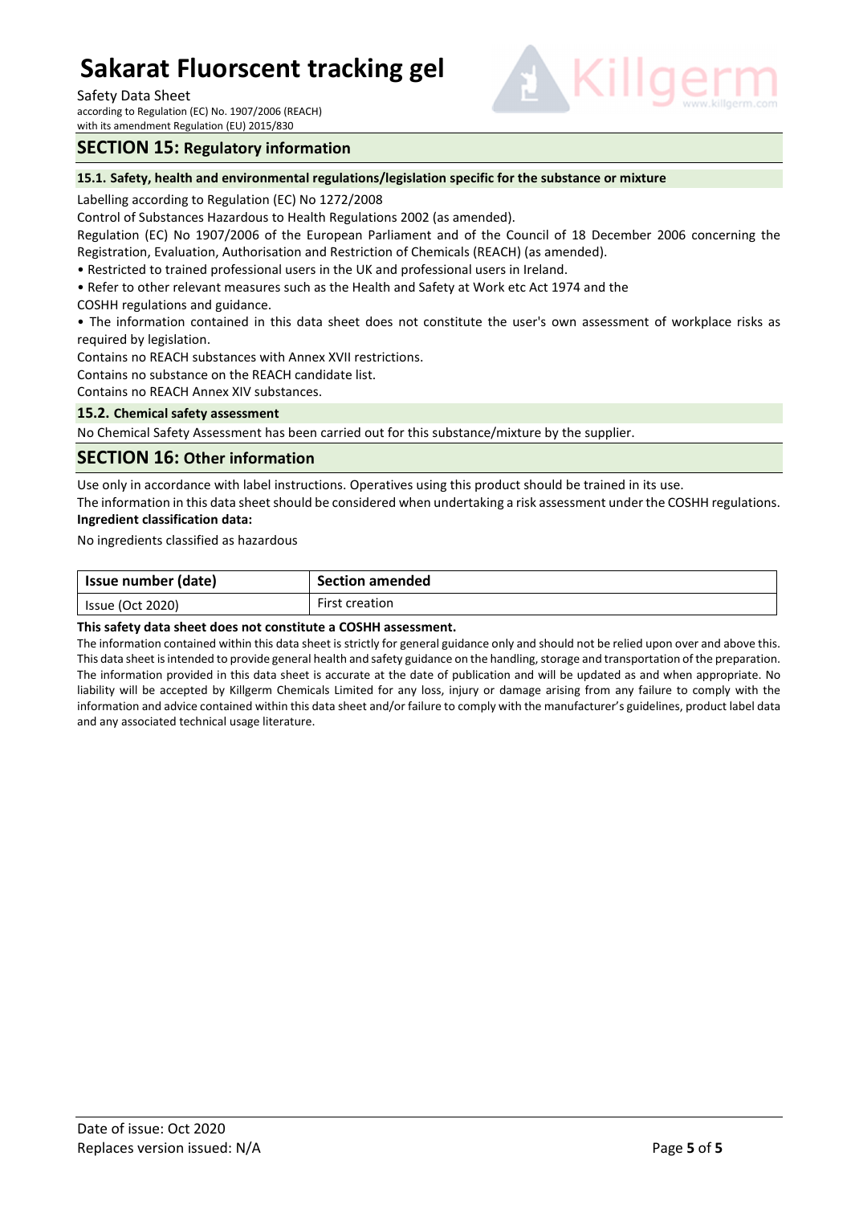## SECTION 15: Regulatory information

### 15.1. Safety, health and environmental regulations/legislation specific for the substance or mixture

Labelling according to Regulation (EC) No 1272/2008

Control of Substances Hazardous to Health Regulations 2002 (as amended).

Regulation (EC) No 1907/2006 of the European Parliament and of the Council of 18 December 2006 concerning the Registration, Evaluation, Authorisation and Restriction of Chemicals (REACH) (as amended).

- Restricted to trained professional users in the UK and professional users in Ireland.
- Refer to other relevant measures such as the Health and Safety at Work etc Act 1974 and the COSHH regulations and guidance.
- The information contained in this data sheet does not constitute the user's own assessment of workplace risks as required by legislation.

Contains no REACH substances with Annex XVII restrictions.

Contains no substance on the REACH candidate list.

Contains no REACH Annex XIV substances.

### 15.2. Chemical safety assessment

No Chemical Safety Assessment has been carried out for this substance/mixture by the supplier.

## SECTION 16: Other information

Use only in accordance with label instructions. Operatives using this product should be trained in its use.

The information in this data sheet should be considered when undertaking a risk assessment under the COSHH regulations.

**Ingredient classification data:**

No ingredients classified as hazardous

| Issue number (date) | Section amended |
|---|---|
| Issue (Oct 2020) | First creation |

**This safety data sheet does not constitute a COSHH assessment.**

The information contained within this data sheet is strictly for general guidance only and should not be relied upon over and above this. This data sheet is intended to provide general health and safety guidance on the handling, storage and transportation of the preparation. The information provided in this data sheet is accurate at the date of publication and will be updated as and when appropriate. No liability will be accepted by Killgerm Chemicals Limited for any loss, injury or damage arising from any failure to comply with the information and advice contained within this data sheet and/or failure to comply with the manufacturer's guidelines, product label data and any associated technical usage literature.